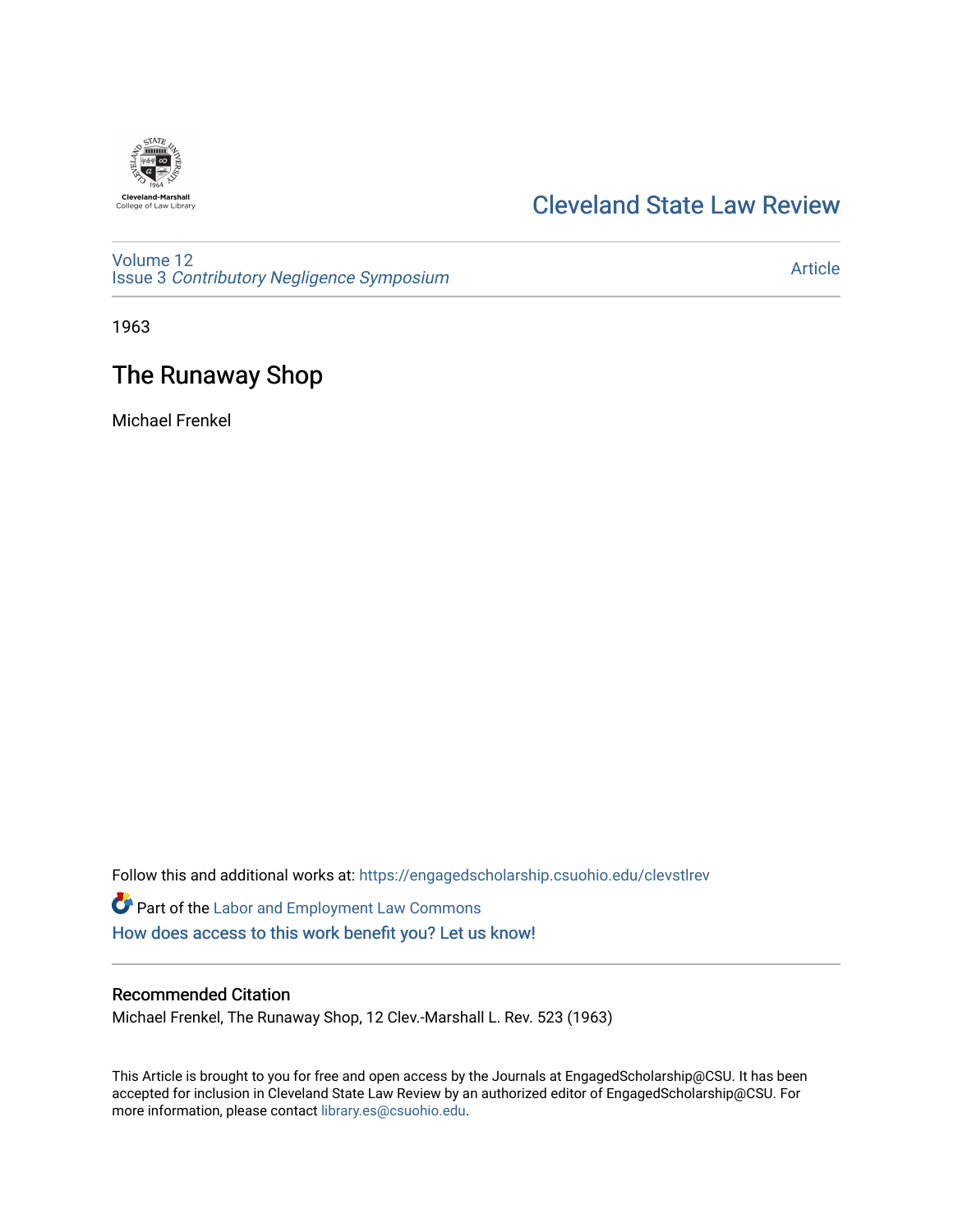Cleveland State Law Review

Volume 12
Issue 3 *Contributory Negligence Symposium*

Article

1963

# The Runaway Shop

Michael Frenkel

Follow this and additional works at: https://engagedscholarship.csuohio.edu/clevstlrev

Part of the Labor and Employment Law Commons

How does access to this work benefit you? Let us know!

## Recommended Citation

Michael Frenkel, The Runaway Shop, 12 Clev.-Marshall L. Rev. 523 (1963)

This Article is brought to you for free and open access by the Journals at EngagedScholarship@CSU. It has been accepted for inclusion in Cleveland State Law Review by an authorized editor of EngagedScholarship@CSU. For more information, please contact library.es@csuohio.edu.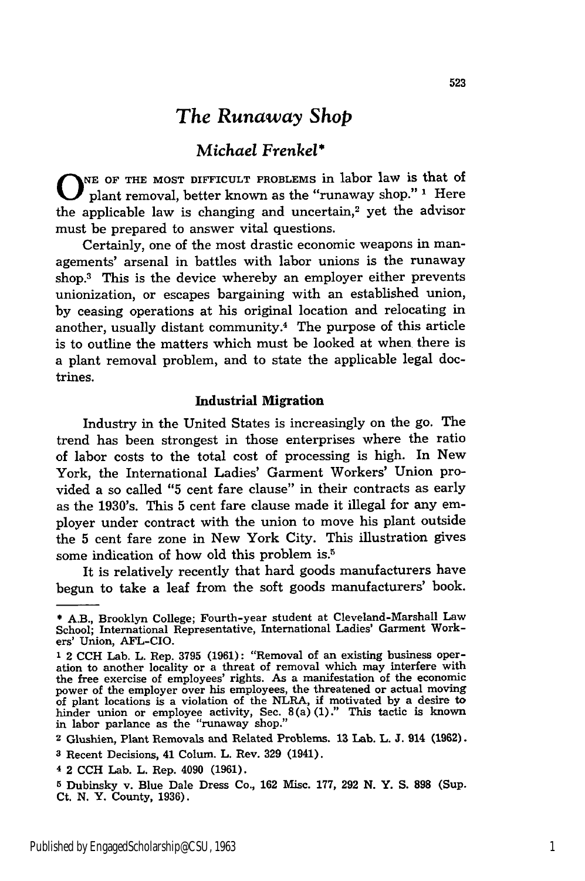# The Runaway Shop

## *Michael Frenkel**

One of the most difficult problems in labor law is that of plant removal, better known as the "runaway shop." [1] Here the applicable law is changing and uncertain,[2] yet the advisor must be prepared to answer vital questions.

Certainly, one of the most drastic economic weapons in managements' arsenal in battles with labor unions is the runaway shop.[3] This is the device whereby an employer either prevents unionization, or escapes bargaining with an established union, by ceasing operations at his original location and relocating in another, usually distant community.[4] The purpose of this article is to outline the matters which must be looked at when there is a plant removal problem, and to state the applicable legal doctrines.

### Industrial Migration

Industry in the United States is increasingly on the go. The trend has been strongest in those enterprises where the ratio of labor costs to the total cost of processing is high. In New York, the International Ladies' Garment Workers' Union provided a so called "5 cent fare clause" in their contracts as early as the 1930's. This 5 cent fare clause made it illegal for any employer under contract with the union to move his plant outside the 5 cent fare zone in New York City. This illustration gives some indication of how old this problem is.[5]

It is relatively recently that hard goods manufacturers have begun to take a leaf from the soft goods manufacturers' book.

---

* A.B., Brooklyn College; Fourth-year student at Cleveland-Marshall Law School; International Representative, International Ladies' Garment Workers' Union, AFL-CIO.

[1] 2 CCH Lab. L. Rep. 3795 (1961): "Removal of an existing business operation to another locality or a threat of removal which may interfere with the free exercise of employees' rights. As a manifestation of the economic power of the employer over his employees, the threatened or actual moving of plant locations is a violation of the NLRA, if motivated by a desire to hinder union or employee activity, Sec. 8(a)(1)." This tactic is known in labor parlance as the "runaway shop."

[2] Glushien, Plant Removals and Related Problems. 13 Lab. L. J. 914 (1962).

[3] Recent Decisions, 41 Colum. L. Rev. 329 (1941).

[4] 2 CCH Lab. L. Rep. 4090 (1961).

[5] Dubinsky v. Blue Dale Dress Co., 162 Misc. 177, 292 N. Y. S. 898 (Sup. Ct. N. Y. County, 1936).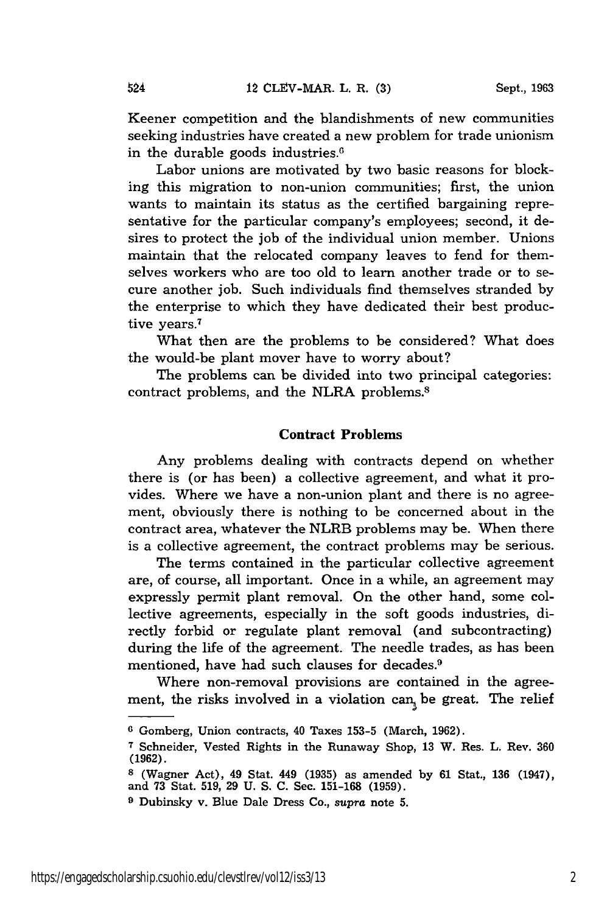Keener competition and the blandishments of new communities seeking industries have created a new problem for trade unionism in the durable goods industries.[6]

Labor unions are motivated by two basic reasons for blocking this migration to non-union communities; first, the union wants to maintain its status as the certified bargaining representative for the particular company's employees; second, it desires to protect the job of the individual union member. Unions maintain that the relocated company leaves to fend for themselves workers who are too old to learn another trade or to secure another job. Such individuals find themselves stranded by the enterprise to which they have dedicated their best productive years.[7]

What then are the problems to be considered? What does the would-be plant mover have to worry about?

The problems can be divided into two principal categories: contract problems, and the NLRA problems.[8]

## Contract Problems

Any problems dealing with contracts depend on whether there is (or has been) a collective agreement, and what it provides. Where we have a non-union plant and there is no agreement, obviously there is nothing to be concerned about in the contract area, whatever the NLRB problems may be. When there is a collective agreement, the contract problems may be serious.

The terms contained in the particular collective agreement are, of course, all important. Once in a while, an agreement may expressly permit plant removal. On the other hand, some collective agreements, especially in the soft goods industries, directly forbid or regulate plant removal (and subcontracting) during the life of the agreement. The needle trades, as has been mentioned, have had such clauses for decades.[9]

Where non-removal provisions are contained in the agreement, the risks involved in a violation can be great. The relief

---

[6] Gomberg, Union contracts, 40 Taxes 153-5 (March, 1962).

[7] Schneider, Vested Rights in the Runaway Shop, 13 W. Res. L. Rev. 360 (1962).

[8] (Wagner Act), 49 Stat. 449 (1935) as amended by 61 Stat., 136 (1947), and 73 Stat. 519, 29 U. S. C. Sec. 151-168 (1959).

[9] Dubinsky v. Blue Dale Dress Co., *supra* note 5.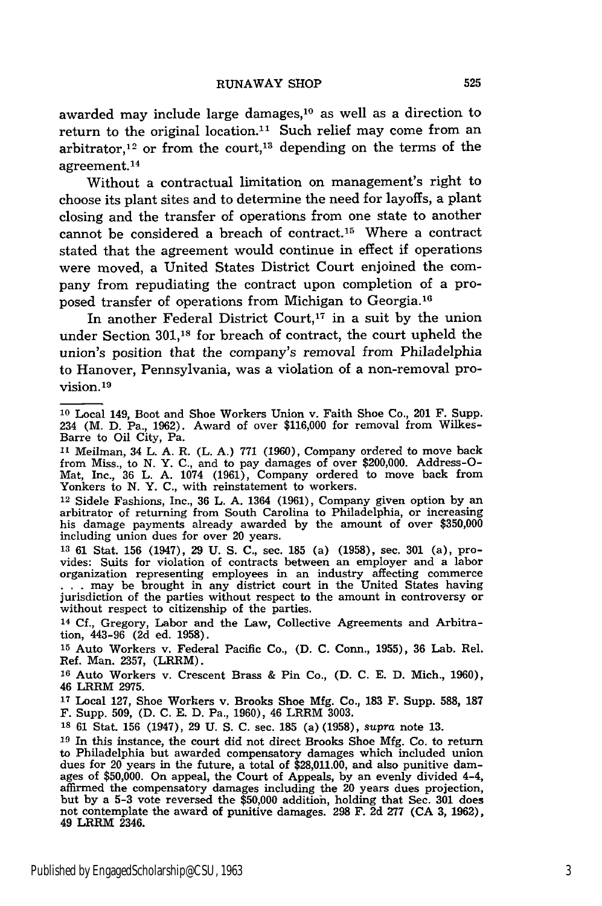awarded may include large damages,[10] as well as a direction to return to the original location.[11] Such relief may come from an arbitrator,[12] or from the court,[13] depending on the terms of the agreement.[14]

Without a contractual limitation on management's right to choose its plant sites and to determine the need for layoffs, a plant closing and the transfer of operations from one state to another cannot be considered a breach of contract.[15] Where a contract stated that the agreement would continue in effect if operations were moved, a United States District Court enjoined the company from repudiating the contract upon completion of a proposed transfer of operations from Michigan to Georgia.[16]

In another Federal District Court,[17] in a suit by the union under Section 301,[18] for breach of contract, the court upheld the union's position that the company's removal from Philadelphia to Hanover, Pennsylvania, was a violation of a non-removal provision.[19]

---

[10] Local 149, Boot and Shoe Workers Union v. Faith Shoe Co., 201 F. Supp. 234 (M. D. Pa., 1962). Award of over $116,000 for removal from Wilkes-Barre to Oil City, Pa.

[11] Meilman, 34 L. A. R. (L. A.) 771 (1960), Company ordered to move back from Miss., to N. Y. C., and to pay damages of over $200,000. Address-O-Mat, Inc., 36 L. A. 1074 (1961), Company ordered to move back from Yonkers to N. Y. C., with reinstatement to workers.

[12] Sidele Fashions, Inc., 36 L. A. 1364 (1961), Company given option by an arbitrator of returning from South Carolina to Philadelphia, or increasing his damage payments already awarded by the amount of over $350,000 including union dues for over 20 years.

[13] 61 Stat. 156 (1947), 29 U. S. C., sec. 185 (a) (1958), sec. 301 (a), provides: Suits for violation of contracts between an employer and a labor organization representing employees in an industry affecting commerce . . . may be brought in any district court in the United States having jurisdiction of the parties without respect to the amount in controversy or without respect to citizenship of the parties.

[14] Cf., Gregory, Labor and the Law, Collective Agreements and Arbitration, 443-96 (2d ed. 1958).

[15] Auto Workers v. Federal Pacific Co., (D. C. Conn., 1955), 36 Lab. Rel. Ref. Man. 2357, (LRRM).

[16] Auto Workers v. Crescent Brass & Pin Co., (D. C. E. D. Mich., 1960), 46 LRRM 2975.

[17] Local 127, Shoe Workers v. Brooks Shoe Mfg. Co., 183 F. Supp. 588, 187 F. Supp. 509, (D. C. E. D. Pa., 1960), 46 LRRM 3003.

[18] 61 Stat. 156 (1947), 29 U. S. C. sec. 185 (a) (1958), *supra* note 13.

[19] In this instance, the court did not direct Brooks Shoe Mfg. Co. to return to Philadelphia but awarded compensatory damages which included union dues for 20 years in the future, a total of $28,011.00, and also punitive damages of $50,000. On appeal, the Court of Appeals, by an evenly divided 4-4, affirmed the compensatory damages including the 20 years dues projection, but by a 5-3 vote reversed the $50,000 addition, holding that Sec. 301 does not contemplate the award of punitive damages. 298 F. 2d 277 (CA 3, 1962), 49 LRRM 2346.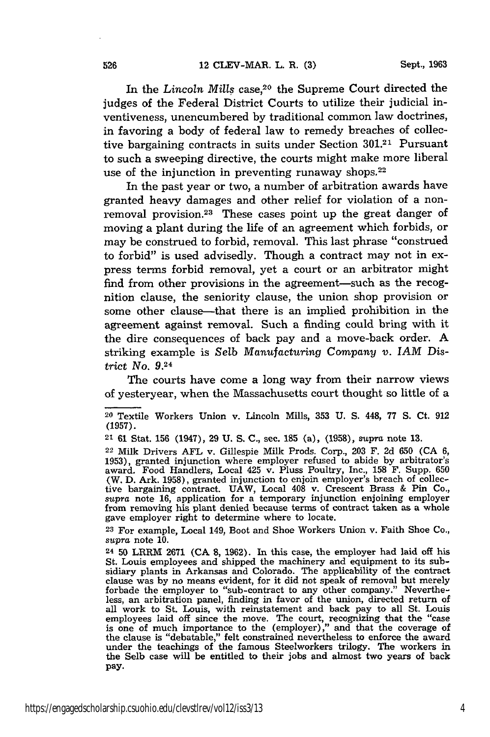In the *Lincoln Mills* case,[20] the Supreme Court directed the judges of the Federal District Courts to utilize their judicial inventiveness, unencumbered by traditional common law doctrines, in favoring a body of federal law to remedy breaches of collective bargaining contracts in suits under Section 301.[21] Pursuant to such a sweeping directive, the courts might make more liberal use of the injunction in preventing runaway shops.[22]

In the past year or two, a number of arbitration awards have granted heavy damages and other relief for violation of a nonremoval provision.[23] These cases point up the great danger of moving a plant during the life of an agreement which forbids, or may be construed to forbid, removal. This last phrase "construed to forbid" is used advisedly. Though a contract may not in express terms forbid removal, yet a court or an arbitrator might find from other provisions in the agreement—such as the recognition clause, the seniority clause, the union shop provision or some other clause—that there is an implied prohibition in the agreement against removal. Such a finding could bring with it the dire consequences of back pay and a move-back order. A striking example is *Selb Manufacturing Company v. IAM District No. 9.*[24]

The courts have come a long way from their narrow views of yesteryear, when the Massachusetts court thought so little of a

---

[20] Textile Workers Union v. Lincoln Mills, 353 U. S. 448, 77 S. Ct. 912 (1957).

[21] 61 Stat. 156 (1947), 29 U. S. C., sec. 185 (a), (1958), *supra* note 13.

[22] Milk Drivers AFL v. Gillespie Milk Prods. Corp., 203 F. 2d 650 (CA 6, 1953), granted injunction where employer refused to abide by arbitrator's award. Food Handlers, Local 425 v. Pluss Poultry, Inc., 158 F. Supp. 650 (W. D. Ark. 1958), granted injunction to enjoin employer's breach of collective bargaining contract. UAW, Local 408 v. Crescent Brass & Pin Co., *supra* note 16, application for a temporary injunction enjoining employer from removing his plant denied because terms of contract taken as a whole gave employer right to determine where to locate.

[23] For example, Local 149, Boot and Shoe Workers Union v. Faith Shoe Co., *supra* note 10.

[24] 50 LRRM 2671 (CA 8, 1962). In this case, the employer had laid off his St. Louis employees and shipped the machinery and equipment to its subsidiary plants in Arkansas and Colorado. The applicability of the contract clause was by no means evident, for it did not speak of removal but merely forbade the employer to "sub-contract to any other company." Nevertheless, an arbitration panel, finding in favor of the union, directed return of all work to St. Louis, with reinstatement and back pay to all St. Louis employees laid off since the move. The court, recognizing that the "case is one of much importance to the (employer)," and that the coverage of the clause is "debatable," felt constrained nevertheless to enforce the award under the teachings of the famous Steelworkers trilogy. The workers in the Selb case will be entitled to their jobs and almost two years of back pay.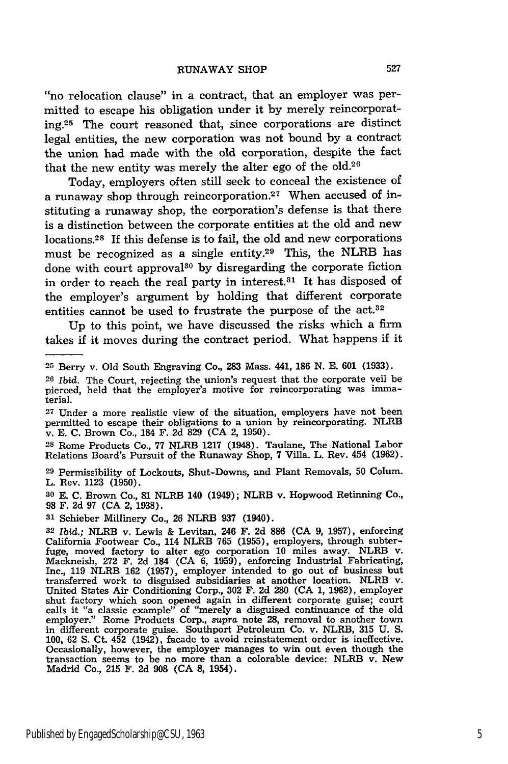"no relocation clause" in a contract, that an employer was permitted to escape his obligation under it by merely reincorporating.[25] The court reasoned that, since corporations are distinct legal entities, the new corporation was not bound by a contract the union had made with the old corporation, despite the fact that the new entity was merely the alter ego of the old.[26]

Today, employers often still seek to conceal the existence of a runaway shop through reincorporation.[27] When accused of instituting a runaway shop, the corporation's defense is that there is a distinction between the corporate entities at the old and new locations.[28] If this defense is to fail, the old and new corporations must be recognized as a single entity.[29] This, the NLRB has done with court approval[30] by disregarding the corporate fiction in order to reach the real party in interest.[31] It has disposed of the employer's argument by holding that different corporate entities cannot be used to frustrate the purpose of the act.[32]

Up to this point, we have discussed the risks which a firm takes if it moves during the contract period. What happens if it

---

[25] Berry v. Old South Engraving Co., 283 Mass. 441, 186 N. E. 601 (1933).

[26] *Ibid.* The Court, rejecting the union's request that the corporate veil be pierced, held that the employer's motive for reincorporating was immaterial.

[27] Under a more realistic view of the situation, employers have not been permitted to escape their obligations to a union by reincorporating. NLRB v. E. C. Brown Co., 184 F. 2d 829 (CA 2, 1950).

[28] Rome Products Co., 77 NLRB 1217 (1948). Taulane, The National Labor Relations Board's Pursuit of the Runaway Shop, 7 Villa. L. Rev. 454 (1962).

[29] Permissibility of Lockouts, Shut-Downs, and Plant Removals, 50 Colum. L. Rev. 1123 (1950).

[30] E. C. Brown Co., 81 NLRB 140 (1949); NLRB v. Hopwood Retinning Co., 98 F. 2d 97 (CA 2, 1938).

[31] Schieber Millinery Co., 26 NLRB 937 (1940).

[32] *Ibid.;* NLRB v. Lewis & Levitan, 246 F. 2d 886 (CA 9, 1957), enforcing California Footwear Co., 114 NLRB 765 (1955), employers, through subterfuge, moved factory to alter ego corporation 10 miles away. NLRB v. Mackneish, 272 F. 2d 184 (CA 6, 1959), enforcing Industrial Fabricating, Inc., 119 NLRB 162 (1957), employer intended to go out of business but transferred work to disguised subsidiaries at another location. NLRB v. United States Air Conditioning Corp., 302 F. 2d 280 (CA 1, 1962), employer shut factory which soon opened again in different corporate guise; court calls it "a classic example" of "merely a disguised continuance of the old employer." Rome Products Corp., *supra* note 28, removal to another town in different corporate guise. Southport Petroleum Co. v. NLRB, 315 U. S. 100, 62 S. Ct. 452 (1942), facade to avoid reinstatement order is ineffective. Occasionally, however, the employer manages to win out even though the transaction seems to be no more than a colorable device: NLRB v. New Madrid Co., 215 F. 2d 908 (CA 8, 1954).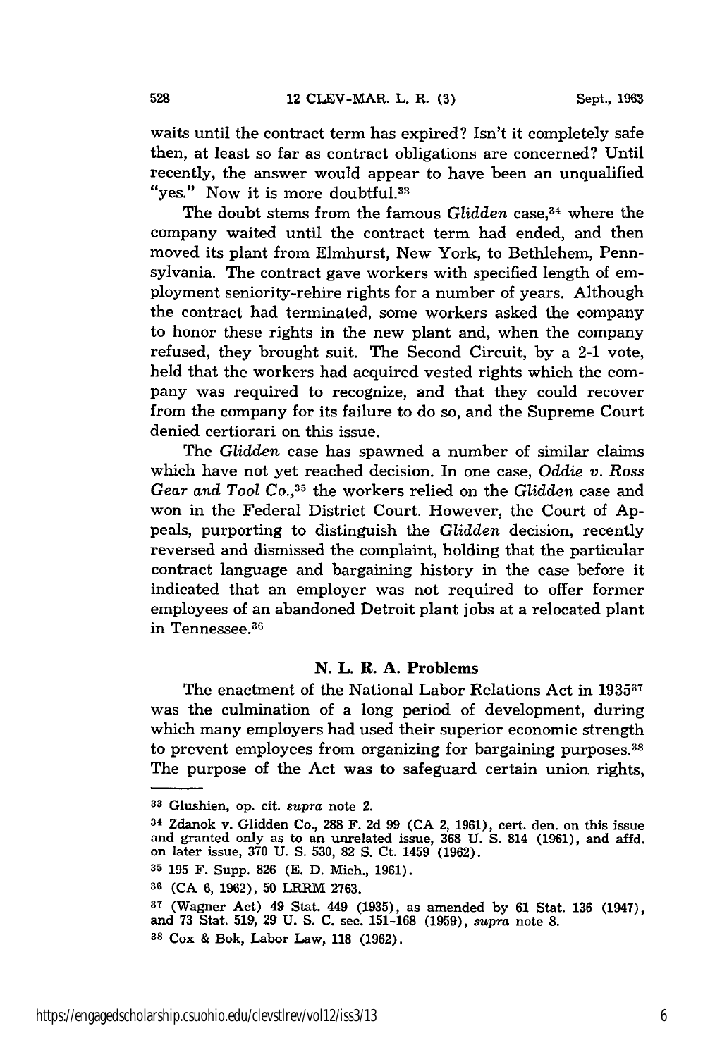waits until the contract term has expired? Isn't it completely safe then, at least so far as contract obligations are concerned? Until recently, the answer would appear to have been an unqualified "yes." Now it is more doubtful.[33]

The doubt stems from the famous *Glidden* case,[34] where the company waited until the contract term had ended, and then moved its plant from Elmhurst, New York, to Bethlehem, Pennsylvania. The contract gave workers with specified length of employment seniority-rehire rights for a number of years. Although the contract had terminated, some workers asked the company to honor these rights in the new plant and, when the company refused, they brought suit. The Second Circuit, by a 2-1 vote, held that the workers had acquired vested rights which the company was required to recognize, and that they could recover from the company for its failure to do so, and the Supreme Court denied certiorari on this issue.

The *Glidden* case has spawned a number of similar claims which have not yet reached decision. In one case, *Oddie v. Ross Gear and Tool Co.*,[35] the workers relied on the *Glidden* case and won in the Federal District Court. However, the Court of Appeals, purporting to distinguish the *Glidden* decision, recently reversed and dismissed the complaint, holding that the particular contract language and bargaining history in the case before it indicated that an employer was not required to offer former employees of an abandoned Detroit plant jobs at a relocated plant in Tennessee.[36]

## N. L. R. A. Problems

The enactment of the National Labor Relations Act in 1935[37] was the culmination of a long period of development, during which many employers had used their superior economic strength to prevent employees from organizing for bargaining purposes.[38] The purpose of the Act was to safeguard certain union rights,

---

33 Glushien, op. cit. *supra* note 2.

34 Zdanok v. Glidden Co., 288 F. 2d 99 (CA 2, 1961), cert. den. on this issue and granted only as to an unrelated issue, 368 U. S. 814 (1961), and affd. on later issue, 370 U. S. 530, 82 S. Ct. 1459 (1962).

35 195 F. Supp. 826 (E. D. Mich., 1961).

36 (CA 6, 1962), 50 LRRM 2763.

37 (Wagner Act) 49 Stat. 449 (1935), as amended by 61 Stat. 136 (1947), and 73 Stat. 519, 29 U. S. C. sec. 151-168 (1959), *supra* note 8.

38 Cox & Bok, Labor Law, 118 (1962).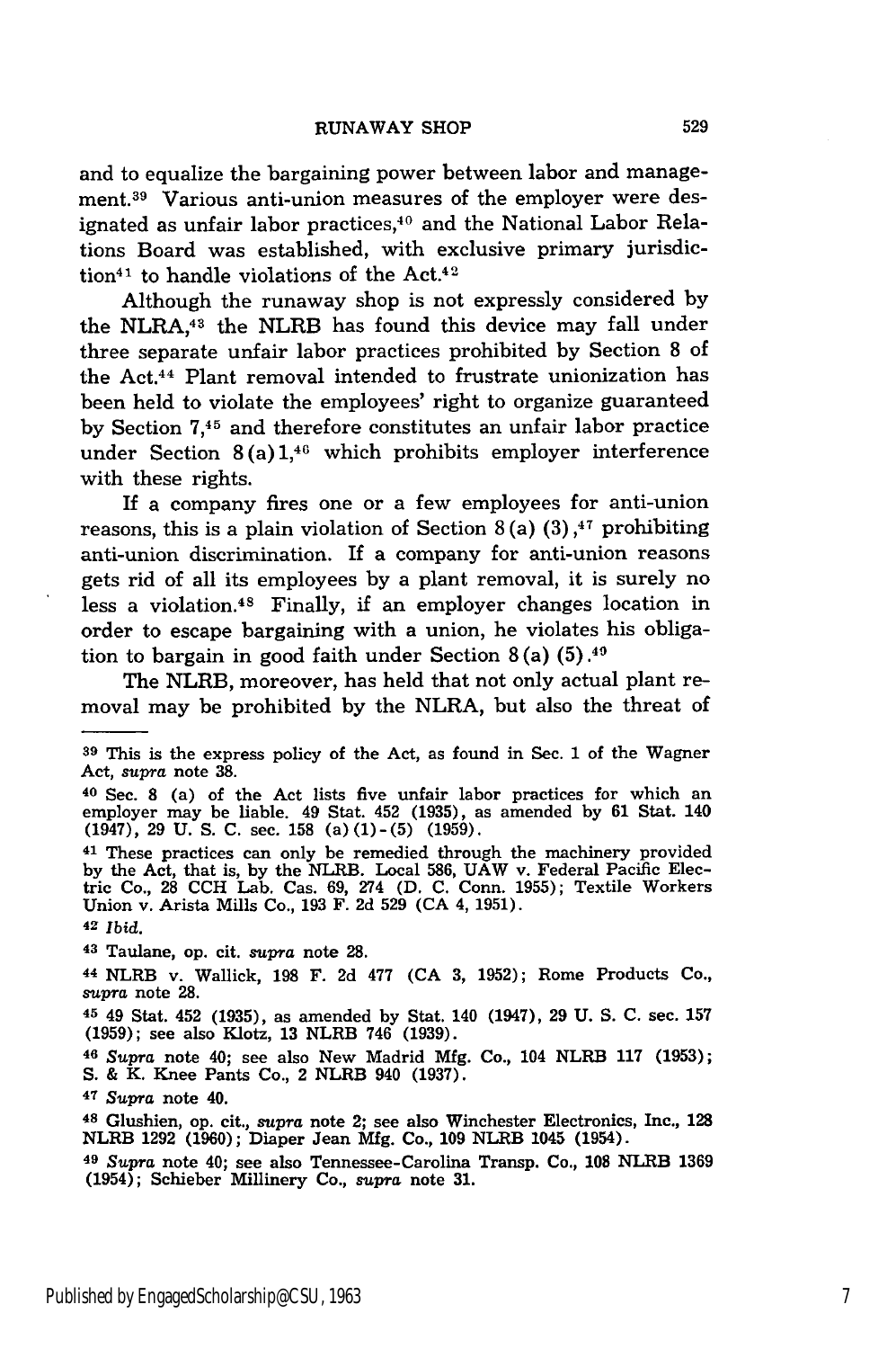and to equalize the bargaining power between labor and management.[39] Various anti-union measures of the employer were designated as unfair labor practices,[40] and the National Labor Relations Board was established, with exclusive primary jurisdiction[41] to handle violations of the Act.[42]

Although the runaway shop is not expressly considered by the NLRA,[43] the NLRB has found this device may fall under three separate unfair labor practices prohibited by Section 8 of the Act.[44] Plant removal intended to frustrate unionization has been held to violate the employees' right to organize guaranteed by Section 7,[45] and therefore constitutes an unfair labor practice under Section 8(a)1,[46] which prohibits employer interference with these rights.

If a company fires one or a few employees for anti-union reasons, this is a plain violation of Section 8(a) (3),[47] prohibiting anti-union discrimination. If a company for anti-union reasons gets rid of all its employees by a plant removal, it is surely no less a violation.[48] Finally, if an employer changes location in order to escape bargaining with a union, he violates his obligation to bargain in good faith under Section 8(a) (5).[49]

The NLRB, moreover, has held that not only actual plant removal may be prohibited by the NLRA, but also the threat of

---

[39] This is the express policy of the Act, as found in Sec. 1 of the Wagner Act, *supra* note 38.

[40] Sec. 8 (a) of the Act lists five unfair labor practices for which an employer may be liable. 49 Stat. 452 (1935), as amended by 61 Stat. 140 (1947), 29 U. S. C. sec. 158 (a)(1)-(5) (1959).

[41] These practices can only be remedied through the machinery provided by the Act, that is, by the NLRB. Local 586, UAW v. Federal Pacific Electric Co., 28 CCH Lab. Cas. 69, 274 (D. C. Conn. 1955); Textile Workers Union v. Arista Mills Co., 193 F. 2d 529 (CA 4, 1951).

[42] *Ibid.*

[43] Taulane, op. cit. *supra* note 28.

[44] NLRB v. Wallick, 198 F. 2d 477 (CA 3, 1952); Rome Products Co., *supra* note 28.

[45] 49 Stat. 452 (1935), as amended by Stat. 140 (1947), 29 U. S. C. sec. 157 (1959); see also Klotz, 13 NLRB 746 (1939).

[46] *Supra* note 40; see also New Madrid Mfg. Co., 104 NLRB 117 (1953); S. & K. Knee Pants Co., 2 NLRB 940 (1937).

[47] *Supra* note 40.

[48] Glushien, op. cit., *supra* note 2; see also Winchester Electronics, Inc., 128 NLRB 1292 (1960); Diaper Jean Mfg. Co., 109 NLRB 1045 (1954).

[49] *Supra* note 40; see also Tennessee-Carolina Transp. Co., 108 NLRB 1369 (1954); Schieber Millinery Co., *supra* note 31.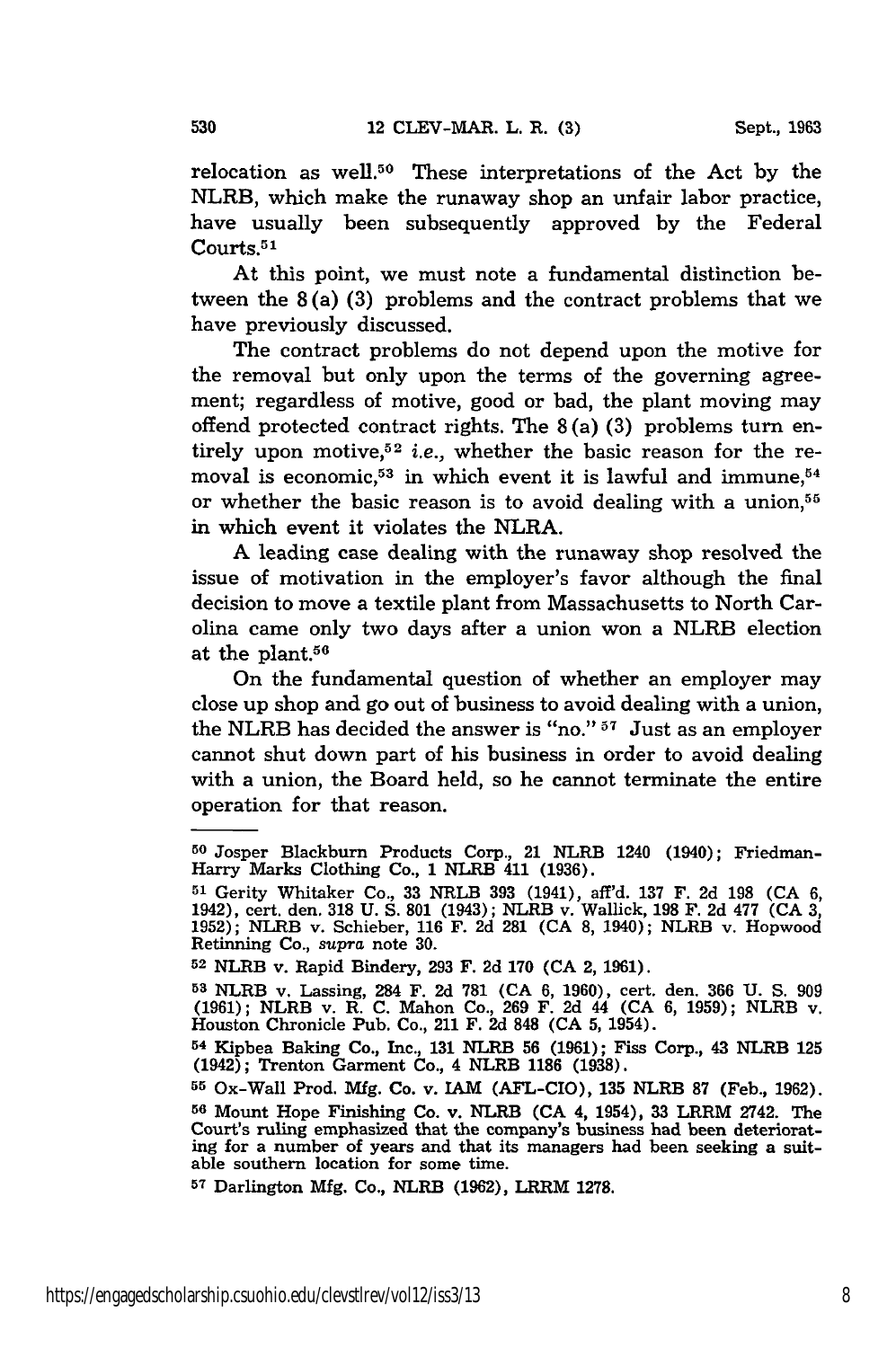relocation as well.[50] These interpretations of the Act by the NLRB, which make the runaway shop an unfair labor practice, have usually been subsequently approved by the Federal Courts.[51]

At this point, we must note a fundamental distinction between the 8 (a) (3) problems and the contract problems that we have previously discussed.

The contract problems do not depend upon the motive for the removal but only upon the terms of the governing agreement; regardless of motive, good or bad, the plant moving may offend protected contract rights. The 8 (a) (3) problems turn entirely upon motive,[52] *i.e.*, whether the basic reason for the removal is economic,[53] in which event it is lawful and immune,[54] or whether the basic reason is to avoid dealing with a union,[55] in which event it violates the NLRA.

A leading case dealing with the runaway shop resolved the issue of motivation in the employer's favor although the final decision to move a textile plant from Massachusetts to North Carolina came only two days after a union won a NLRB election at the plant.[56]

On the fundamental question of whether an employer may close up shop and go out of business to avoid dealing with a union, the NLRB has decided the answer is "no." [57] Just as an employer cannot shut down part of his business in order to avoid dealing with a union, the Board held, so he cannot terminate the entire operation for that reason.

---

[50] Josper Blackburn Products Corp., 21 NLRB 1240 (1940); Friedman-Harry Marks Clothing Co., 1 NLRB 411 (1936).

[51] Gerity Whitaker Co., 33 NRLB 393 (1941), aff'd. 137 F. 2d 198 (CA 6, 1942), cert. den. 318 U. S. 801 (1943); NLRB v. Wallick, 198 F. 2d 477 (CA 3, 1952); NLRB v. Schieber, 116 F. 2d 281 (CA 8, 1940); NLRB v. Hopwood Retinning Co., *supra* note 30.

[52] NLRB v. Rapid Bindery, 293 F. 2d 170 (CA 2, 1961).

[53] NLRB v. Lassing, 284 F. 2d 781 (CA 6, 1960), cert. den. 366 U. S. 909 (1961); NLRB v. R. C. Mahon Co., 269 F. 2d 44 (CA 6, 1959); NLRB v. Houston Chronicle Pub. Co., 211 F. 2d 848 (CA 5, 1954).

[54] Kipbea Baking Co., Inc., 131 NLRB 56 (1961); Fiss Corp., 43 NLRB 125 (1942); Trenton Garment Co., 4 NLRB 1186 (1938).

[55] Ox-Wall Prod. Mfg. Co. v. IAM (AFL-CIO), 135 NLRB 87 (Feb., 1962).

[56] Mount Hope Finishing Co. v. NLRB (CA 4, 1954), 33 LRRM 2742. The Court's ruling emphasized that the company's business had been deteriorating for a number of years and that its managers had been seeking a suitable southern location for some time.

[57] Darlington Mfg. Co., NLRB (1962), LRRM 1278.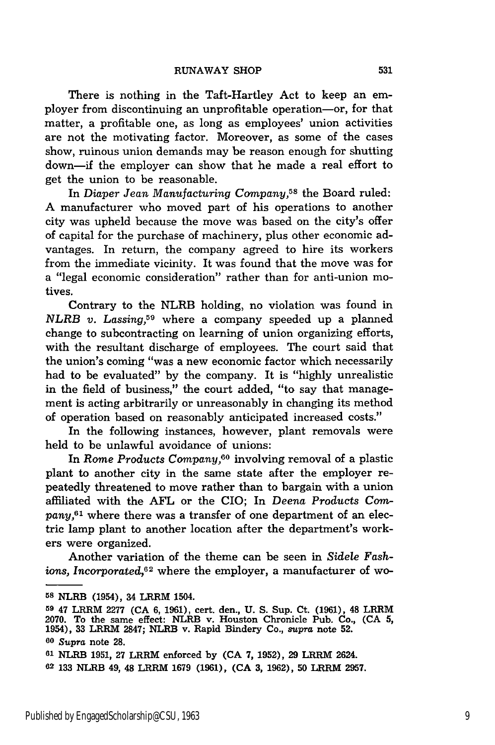There is nothing in the Taft-Hartley Act to keep an employer from discontinuing an unprofitable operation—or, for that matter, a profitable one, as long as employees' union activities are not the motivating factor. Moreover, as some of the cases show, ruinous union demands may be reason enough for shutting down—if the employer can show that he made a real effort to get the union to be reasonable.

In *Diaper Jean Manufacturing Company*,[58] the Board ruled: A manufacturer who moved part of his operations to another city was upheld because the move was based on the city's offer of capital for the purchase of machinery, plus other economic advantages. In return, the company agreed to hire its workers from the immediate vicinity. It was found that the move was for a "legal economic consideration" rather than for anti-union motives.

Contrary to the NLRB holding, no violation was found in *NLRB v. Lassing*,[59] where a company speeded up a planned change to subcontracting on learning of union organizing efforts, with the resultant discharge of employees. The court said that the union's coming "was a new economic factor which necessarily had to be evaluated" by the company. It is "highly unrealistic in the field of business," the court added, "to say that management is acting arbitrarily or unreasonably in changing its method of operation based on reasonably anticipated increased costs."

In the following instances, however, plant removals were held to be unlawful avoidance of unions:

In *Rome Products Company*,[60] involving removal of a plastic plant to another city in the same state after the employer repeatedly threatened to move rather than to bargain with a union affiliated with the AFL or the CIO; In *Deena Products Company*,[61] where there was a transfer of one department of an electric lamp plant to another location after the department's workers were organized.

Another variation of the theme can be seen in *Sidele Fashions, Incorporated*,[62] where the employer, a manufacturer of wo-

---

[58] NLRB (1954), 34 LRRM 1504.

[59] 47 LRRM 2277 (CA 6, 1961), cert. den., U. S. Sup. Ct. (1961), 48 LRRM 2070. To the same effect: NLRB v. Houston Chronicle Pub. Co., (CA 5, 1954), 33 LRRM 2847; NLRB v. Rapid Bindery Co., *supra* note 52.

[60] *Supra* note 28.

[61] NLRB 1951, 27 LRRM enforced by (CA 7, 1952), 29 LRRM 2624.

[62] 133 NLRB 49, 48 LRRM 1679 (1961), (CA 3, 1962), 50 LRRM 2957.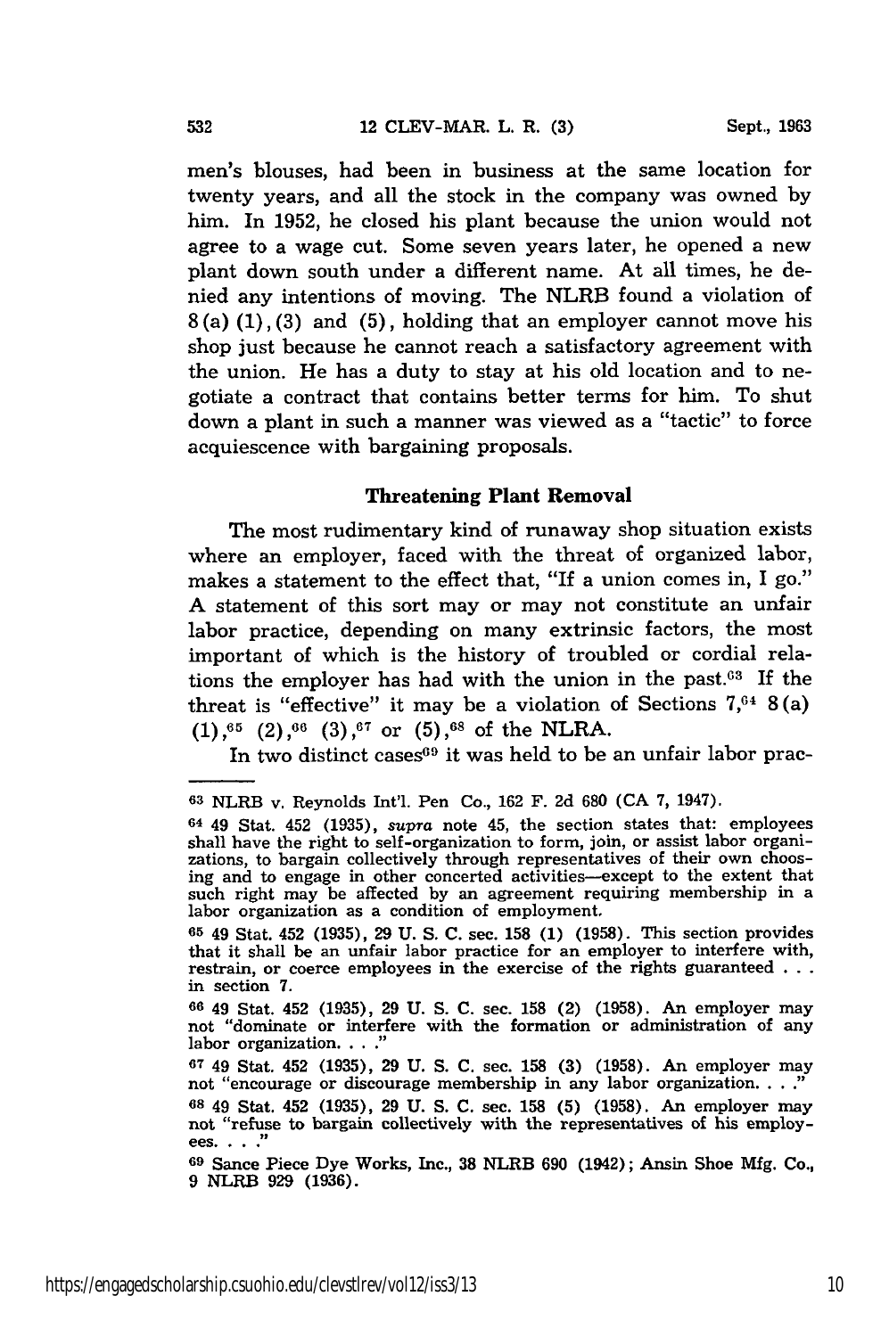men's blouses, had been in business at the same location for twenty years, and all the stock in the company was owned by him. In 1952, he closed his plant because the union would not agree to a wage cut. Some seven years later, he opened a new plant down south under a different name. At all times, he denied any intentions of moving. The NLRB found a violation of 8(a) (1), (3) and (5), holding that an employer cannot move his shop just because he cannot reach a satisfactory agreement with the union. He has a duty to stay at his old location and to negotiate a contract that contains better terms for him. To shut down a plant in such a manner was viewed as a "tactic" to force acquiescence with bargaining proposals.

### Threatening Plant Removal

The most rudimentary kind of runaway shop situation exists where an employer, faced with the threat of organized labor, makes a statement to the effect that, "If a union comes in, I go." A statement of this sort may or may not constitute an unfair labor practice, depending on many extrinsic factors, the most important of which is the history of troubled or cordial relations the employer has had with the union in the past.[63] If the threat is "effective" it may be a violation of Sections 7,[64] 8(a) (1),[65] (2),[66] (3),[67] or (5),[68] of the NLRA.

In two distinct cases[69] it was held to be an unfair labor prac-

---

[63] NLRB v. Reynolds Int'l. Pen Co., 162 F. 2d 680 (CA 7, 1947).

[64] 49 Stat. 452 (1935), *supra* note 45, the section states that: employees shall have the right to self-organization to form, join, or assist labor organizations, to bargain collectively through representatives of their own choosing and to engage in other concerted activities—except to the extent that such right may be affected by an agreement requiring membership in a labor organization as a condition of employment.

[65] 49 Stat. 452 (1935), 29 U. S. C. sec. 158 (1) (1958). This section provides that it shall be an unfair labor practice for an employer to interfere with, restrain, or coerce employees in the exercise of the rights guaranteed . . . in section 7.

[66] 49 Stat. 452 (1935), 29 U. S. C. sec. 158 (2) (1958). An employer may not "dominate or interfere with the formation or administration of any labor organization. . . ."

[67] 49 Stat. 452 (1935), 29 U. S. C. sec. 158 (3) (1958). An employer may not "encourage or discourage membership in any labor organization. . . ."

[68] 49 Stat. 452 (1935), 29 U. S. C. sec. 158 (5) (1958). An employer may not "refuse to bargain collectively with the representatives of his employees. . . ."

[69] Sance Piece Dye Works, Inc., 38 NLRB 690 (1942); Ansin Shoe Mfg. Co., 9 NLRB 929 (1936).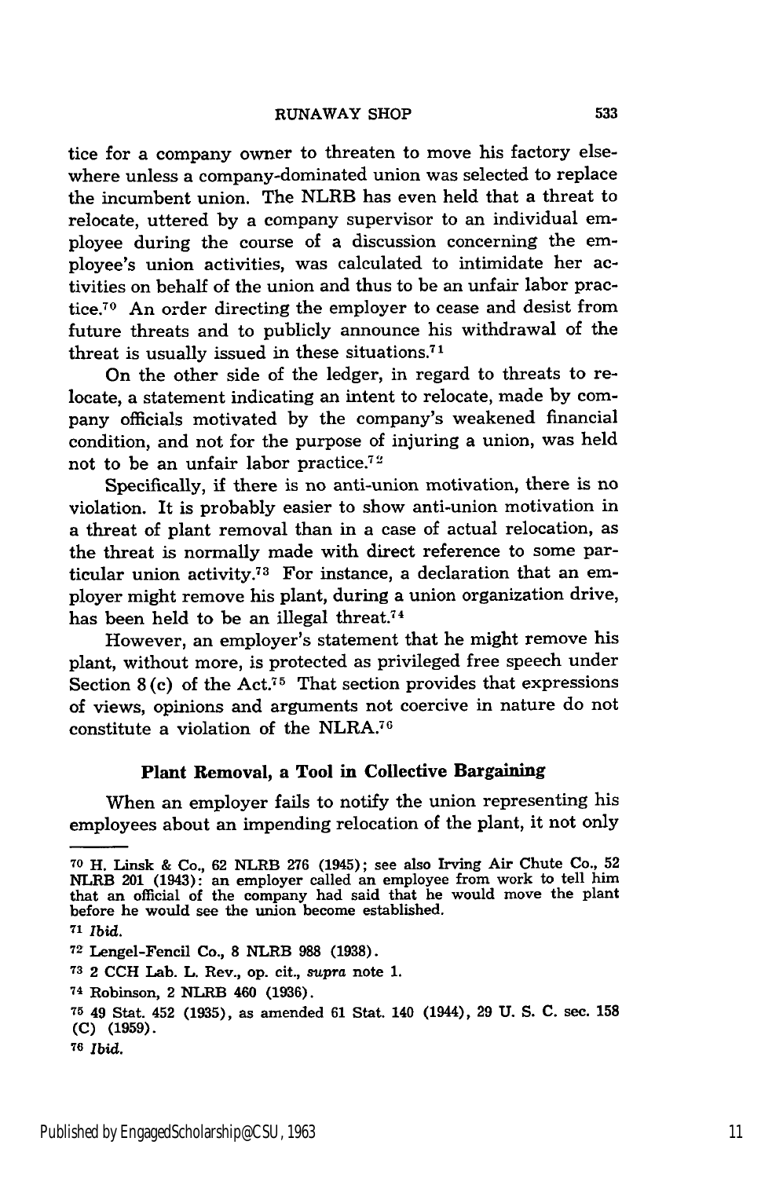tice for a company owner to threaten to move his factory elsewhere unless a company-dominated union was selected to replace the incumbent union. The NLRB has even held that a threat to relocate, uttered by a company supervisor to an individual employee during the course of a discussion concerning the employee's union activities, was calculated to intimidate her activities on behalf of the union and thus to be an unfair labor practice.[70] An order directing the employer to cease and desist from future threats and to publicly announce his withdrawal of the threat is usually issued in these situations.[71]

On the other side of the ledger, in regard to threats to relocate, a statement indicating an intent to relocate, made by company officials motivated by the company's weakened financial condition, and not for the purpose of injuring a union, was held not to be an unfair labor practice.[72]

Specifically, if there is no anti-union motivation, there is no violation. It is probably easier to show anti-union motivation in a threat of plant removal than in a case of actual relocation, as the threat is normally made with direct reference to some particular union activity.[73] For instance, a declaration that an employer might remove his plant, during a union organization drive, has been held to be an illegal threat.[74]

However, an employer's statement that he might remove his plant, without more, is protected as privileged free speech under Section 8(c) of the Act.[75] That section provides that expressions of views, opinions and arguments not coercive in nature do not constitute a violation of the NLRA.[76]

### Plant Removal, a Tool in Collective Bargaining

When an employer fails to notify the union representing his employees about an impending relocation of the plant, it not only

---

[70] H. Linsk & Co., 62 NLRB 276 (1945); see also Irving Air Chute Co., 52 NLRB 201 (1943): an employer called an employee from work to tell him that an official of the company had said that he would move the plant before he would see the union become established.

[71] *Ibid.*

[72] Lengel-Fencil Co., 8 NLRB 988 (1938).

[73] 2 CCH Lab. L. Rev., op. cit., *supra* note 1.

[74] Robinson, 2 NLRB 460 (1936).

[75] 49 Stat. 452 (1935), as amended 61 Stat. 140 (1944), 29 U. S. C. sec. 158 (C) (1959).

[76] *Ibid.*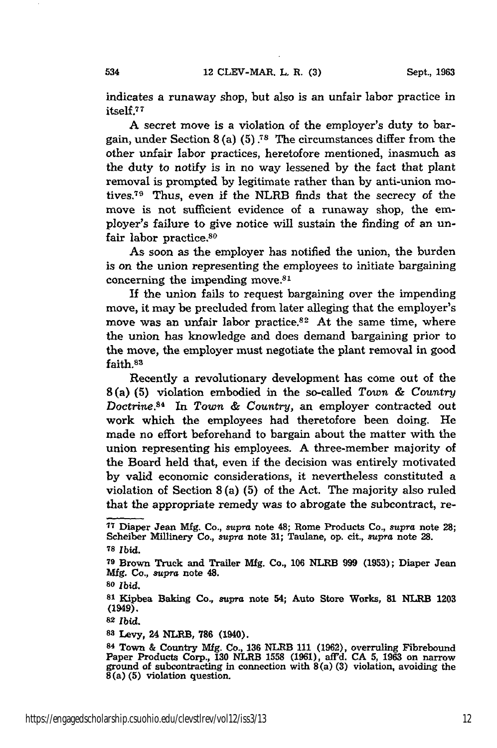indicates a runaway shop, but also is an unfair labor practice in itself.[77]

A secret move is a violation of the employer's duty to bargain, under Section 8 (a) (5).[78] The circumstances differ from the other unfair labor practices, heretofore mentioned, inasmuch as the duty to notify is in no way lessened by the fact that plant removal is prompted by legitimate rather than by anti-union motives.[79] Thus, even if the NLRB finds that the secrecy of the move is not sufficient evidence of a runaway shop, the employer's failure to give notice will sustain the finding of an unfair labor practice.[80]

As soon as the employer has notified the union, the burden is on the union representing the employees to initiate bargaining concerning the impending move.[81]

If the union fails to request bargaining over the impending move, it may be precluded from later alleging that the employer's move was an unfair labor practice.[82] At the same time, where the union has knowledge and does demand bargaining prior to the move, the employer must negotiate the plant removal in good faith.[83]

Recently a revolutionary development has come out of the 8(a) (5) violation embodied in the so-called *Town & Country Doctrine*.[84] In *Town & Country*, an employer contracted out work which the employees had theretofore been doing. He made no effort beforehand to bargain about the matter with the union representing his employees. A three-member majority of the Board held that, even if the decision was entirely motivated by valid economic considerations, it nevertheless constituted a violation of Section 8 (a) (5) of the Act. The majority also ruled that the appropriate remedy was to abrogate the subcontract, re-

---

[77] Diaper Jean Mfg. Co., *supra* note 48; Rome Products Co., *supra* note 28; Scheiber Millinery Co., *supra* note 31; Taulane, op. cit., *supra* note 28.

[78] *Ibid.*

[79] Brown Truck and Trailer Mfg. Co., 106 NLRB 999 (1953); Diaper Jean Mfg. Co., *supra* note 48.

[80] *Ibid.*

[81] Kipbea Baking Co., *supra* note 54; Auto Store Works, 81 NLRB 1203 (1949).

[82] *Ibid.*

[83] Levy, 24 NLRB, 786 (1940).

[84] Town & Country Mfg. Co., 136 NLRB 111 (1962), overruling Fibrebound Paper Products Corp., 130 NLRB 1558 (1961), aff'd. CA 5, 1963 on narrow ground of subcontracting in connection with 8(a) (3) violation, avoiding the 8(a) (5) violation question.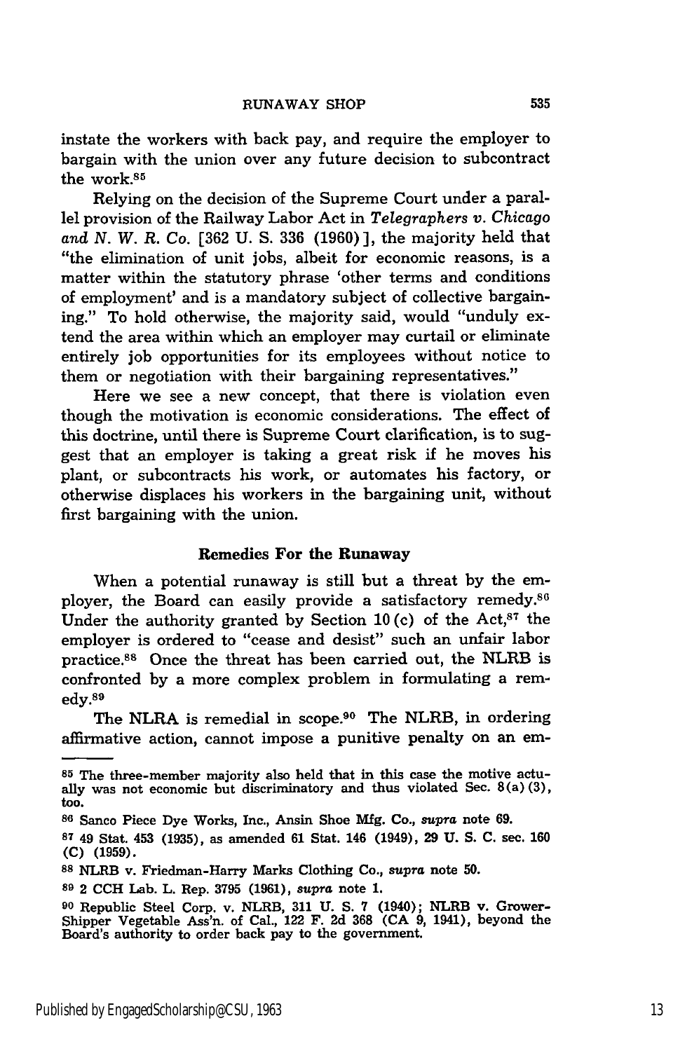instate the workers with back pay, and require the employer to bargain with the union over any future decision to subcontract the work.[85]

Relying on the decision of the Supreme Court under a parallel provision of the Railway Labor Act in *Telegraphers v. Chicago and N. W. R. Co.* [362 U. S. 336 (1960)], the majority held that "the elimination of unit jobs, albeit for economic reasons, is a matter within the statutory phrase 'other terms and conditions of employment' and is a mandatory subject of collective bargaining." To hold otherwise, the majority said, would "unduly extend the area within which an employer may curtail or eliminate entirely job opportunities for its employees without notice to them or negotiation with their bargaining representatives."

Here we see a new concept, that there is violation even though the motivation is economic considerations. The effect of this doctrine, until there is Supreme Court clarification, is to suggest that an employer is taking a great risk if he moves his plant, or subcontracts his work, or automates his factory, or otherwise displaces his workers in the bargaining unit, without first bargaining with the union.

### Remedies For the Runaway

When a potential runaway is still but a threat by the employer, the Board can easily provide a satisfactory remedy.[86] Under the authority granted by Section 10(c) of the Act,[87] the employer is ordered to "cease and desist" such an unfair labor practice.[88] Once the threat has been carried out, the NLRB is confronted by a more complex problem in formulating a remedy.[89]

The NLRA is remedial in scope.[90] The NLRB, in ordering affirmative action, cannot impose a punitive penalty on an em-

---

[85] The three-member majority also held that in this case the motive actually was not economic but discriminatory and thus violated Sec. 8(a)(3), too.

[86] Sanco Piece Dye Works, Inc., Ansin Shoe Mfg. Co., *supra* note 69.

[87] 49 Stat. 453 (1935), as amended 61 Stat. 146 (1949), 29 U. S. C. sec. 160 (C) (1959).

[88] NLRB v. Friedman-Harry Marks Clothing Co., *supra* note 50.

[89] 2 CCH Lab. L. Rep. 3795 (1961), *supra* note 1.

[90] Republic Steel Corp. v. NLRB, 311 U. S. 7 (1940); NLRB v. Grower-Shipper Vegetable Ass'n. of Cal., 122 F. 2d 368 (CA 9, 1941), beyond the Board's authority to order back pay to the government.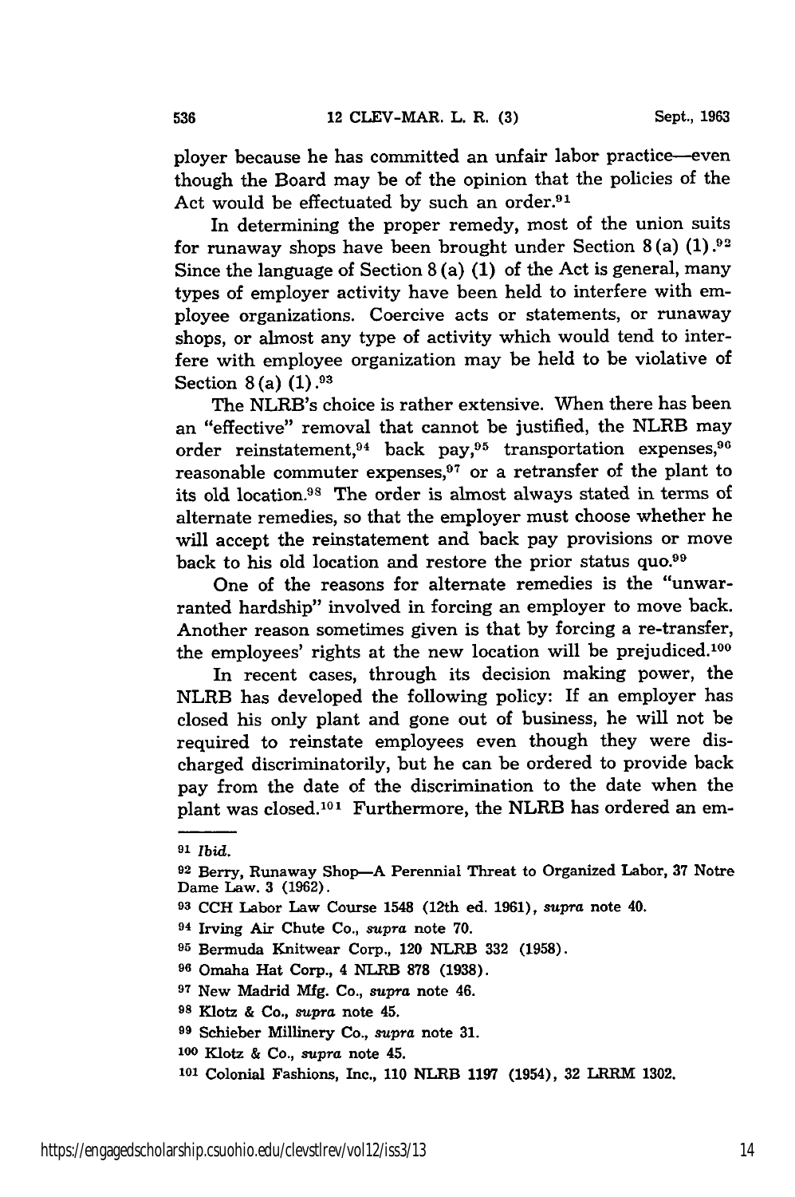ployer because he has committed an unfair labor practice—even though the Board may be of the opinion that the policies of the Act would be effectuated by such an order.[91]

In determining the proper remedy, most of the union suits for runaway shops have been brought under Section 8(a) (1).[92] Since the language of Section 8(a) (1) of the Act is general, many types of employer activity have been held to interfere with employee organizations. Coercive acts or statements, or runaway shops, or almost any type of activity which would tend to interfere with employee organization may be held to be violative of Section 8(a) (1).[93]

The NLRB's choice is rather extensive. When there has been an "effective" removal that cannot be justified, the NLRB may order reinstatement,[94] back pay,[95] transportation expenses,[96] reasonable commuter expenses,[97] or a retransfer of the plant to its old location.[98] The order is almost always stated in terms of alternate remedies, so that the employer must choose whether he will accept the reinstatement and back pay provisions or move back to his old location and restore the prior status quo.[99]

One of the reasons for alternate remedies is the "unwarranted hardship" involved in forcing an employer to move back. Another reason sometimes given is that by forcing a re-transfer, the employees' rights at the new location will be prejudiced.[100]

In recent cases, through its decision making power, the NLRB has developed the following policy: If an employer has closed his only plant and gone out of business, he will not be required to reinstate employees even though they were discharged discriminatorily, but he can be ordered to provide back pay from the date of the discrimination to the date when the plant was closed.[101] Furthermore, the NLRB has ordered an em-

---

[91] *Ibid.*

[92] Berry, Runaway Shop—A Perennial Threat to Organized Labor, 37 Notre Dame Law. 3 (1962).

[93] CCH Labor Law Course 1548 (12th ed. 1961), *supra* note 40.

[94] Irving Air Chute Co., *supra* note 70.

[95] Bermuda Knitwear Corp., 120 NLRB 332 (1958).

[96] Omaha Hat Corp., 4 NLRB 878 (1938).

[97] New Madrid Mfg. Co., *supra* note 46.

[98] Klotz & Co., *supra* note 45.

[99] Schieber Millinery Co., *supra* note 31.

[100] Klotz & Co., *supra* note 45.

[101] Colonial Fashions, Inc., 110 NLRB 1197 (1954), 32 LRRM 1302.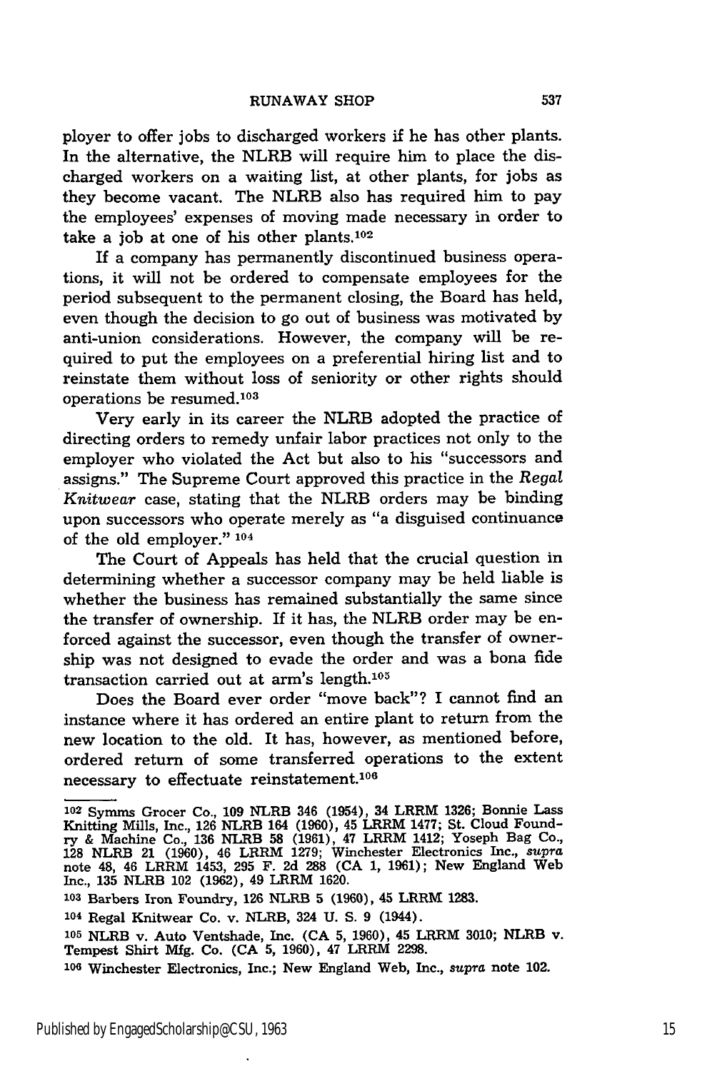ployer to offer jobs to discharged workers if he has other plants. In the alternative, the NLRB will require him to place the discharged workers on a waiting list, at other plants, for jobs as they become vacant. The NLRB also has required him to pay the employees' expenses of moving made necessary in order to take a job at one of his other plants.[102]

If a company has permanently discontinued business operations, it will not be ordered to compensate employees for the period subsequent to the permanent closing, the Board has held, even though the decision to go out of business was motivated by anti-union considerations. However, the company will be required to put the employees on a preferential hiring list and to reinstate them without loss of seniority or other rights should operations be resumed.[103]

Very early in its career the NLRB adopted the practice of directing orders to remedy unfair labor practices not only to the employer who violated the Act but also to his "successors and assigns." The Supreme Court approved this practice in the *Regal Knitwear* case, stating that the NLRB orders may be binding upon successors who operate merely as "a disguised continuance of the old employer." [104]

The Court of Appeals has held that the crucial question in determining whether a successor company may be held liable is whether the business has remained substantially the same since the transfer of ownership. If it has, the NLRB order may be enforced against the successor, even though the transfer of ownership was not designed to evade the order and was a bona fide transaction carried out at arm's length.[105]

Does the Board ever order "move back"? I cannot find an instance where it has ordered an entire plant to return from the new location to the old. It has, however, as mentioned before, ordered return of some transferred operations to the extent necessary to effectuate reinstatement.[106]

---

[102] Symms Grocer Co., 109 NLRB 346 (1954), 34 LRRM 1326; Bonnie Lass Knitting Mills, Inc., 126 NLRB 164 (1960), 45 LRRM 1477; St. Cloud Foundry & Machine Co., 136 NLRB 58 (1961), 47 LRRM 1412; Yoseph Bag Co., 128 NLRB 21 (1960), 46 LRRM 1279; Winchester Electronics Inc., *supra* note 48, 46 LRRM 1453, 295 F. 2d 288 (CA 1, 1961); New England Web Inc., 135 NLRB 102 (1962), 49 LRRM 1620.

[103] Barbers Iron Foundry, 126 NLRB 5 (1960), 45 LRRM 1283.

[104] Regal Knitwear Co. v. NLRB, 324 U. S. 9 (1944).

[105] NLRB v. Auto Ventshade, Inc. (CA 5, 1960), 45 LRRM 3010; NLRB v. Tempest Shirt Mfg. Co. (CA 5, 1960), 47 LRRM 2298.

[106] Winchester Electronics, Inc.; New England Web, Inc., *supra* note 102.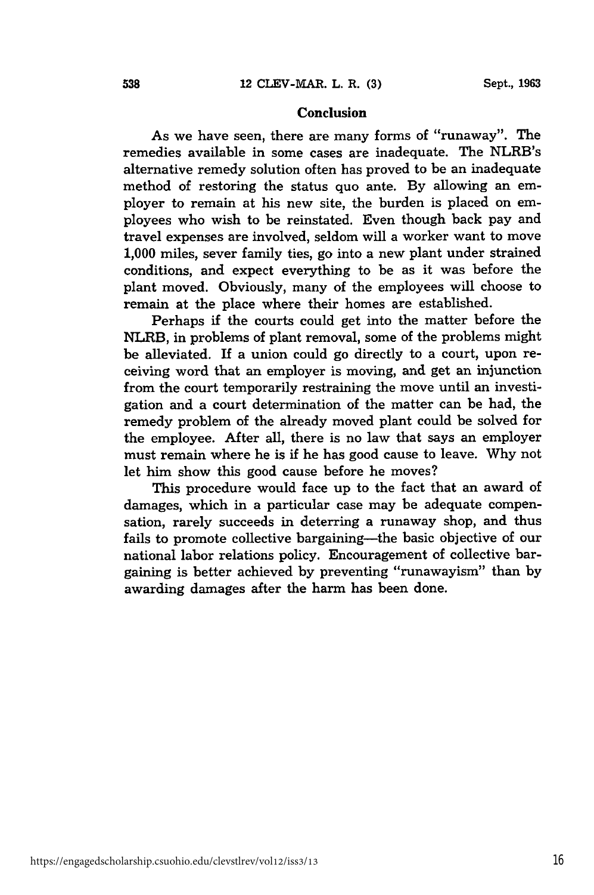## Conclusion

As we have seen, there are many forms of "runaway". The remedies available in some cases are inadequate. The NLRB's alternative remedy solution often has proved to be an inadequate method of restoring the status quo ante. By allowing an employer to remain at his new site, the burden is placed on employees who wish to be reinstated. Even though back pay and travel expenses are involved, seldom will a worker want to move 1,000 miles, sever family ties, go into a new plant under strained conditions, and expect everything to be as it was before the plant moved. Obviously, many of the employees will choose to remain at the place where their homes are established.

Perhaps if the courts could get into the matter before the NLRB, in problems of plant removal, some of the problems might be alleviated. If a union could go directly to a court, upon receiving word that an employer is moving, and get an injunction from the court temporarily restraining the move until an investigation and a court determination of the matter can be had, the remedy problem of the already moved plant could be solved for the employee. After all, there is no law that says an employer must remain where he is if he has good cause to leave. Why not let him show this good cause before he moves?

This procedure would face up to the fact that an award of damages, which in a particular case may be adequate compensation, rarely succeeds in deterring a runaway shop, and thus fails to promote collective bargaining—the basic objective of our national labor relations policy. Encouragement of collective bargaining is better achieved by preventing "runawayism" than by awarding damages after the harm has been done.